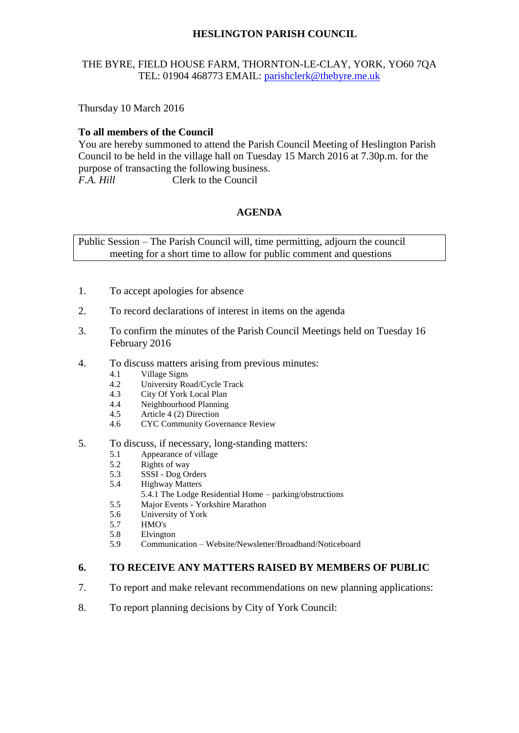# HESLINGTON PARISH COUNCIL

THE BYRE, FIELD HOUSE FARM, THORNTON-LE-CLAY, YORK, YO60 7QA
TEL: 01904 468773 EMAIL: parishclerk@thebyre.me.uk

Thursday 10 March 2016

**To all members of the Council**
You are hereby summoned to attend the Parish Council Meeting of Heslington Parish Council to be held in the village hall on Tuesday 15 March 2016 at 7.30p.m. for the purpose of transacting the following business.
*F.A. Hill* Clerk to the Council

## AGENDA

Public Session – The Parish Council will, time permitting, adjourn the council meeting for a short time to allow for public comment and questions

1. To accept apologies for absence
2. To record declarations of interest in items on the agenda
3. To confirm the minutes of the Parish Council Meetings held on Tuesday 16 February 2016
4. To discuss matters arising from previous minutes:
   - 4.1 Village Signs
   - 4.2 University Road/Cycle Track
   - 4.3 City Of York Local Plan
   - 4.4 Neighbourhood Planning
   - 4.5 Article 4 (2) Direction
   - 4.6 CYC Community Governance Review
5. To discuss, if necessary, long-standing matters:
   - 5.1 Appearance of village
   - 5.2 Rights of way
   - 5.3 SSSI - Dog Orders
   - 5.4 Highway Matters
     - 5.4.1 The Lodge Residential Home – parking/obstructions
   - 5.5 Major Events - Yorkshire Marathon
   - 5.6 University of York
   - 5.7 HMO's
   - 5.8 Elvington
   - 5.9 Communication – Website/Newsletter/Broadband/Noticeboard
6. **TO RECEIVE ANY MATTERS RAISED BY MEMBERS OF PUBLIC**
7. To report and make relevant recommendations on new planning applications:
8. To report planning decisions by City of York Council: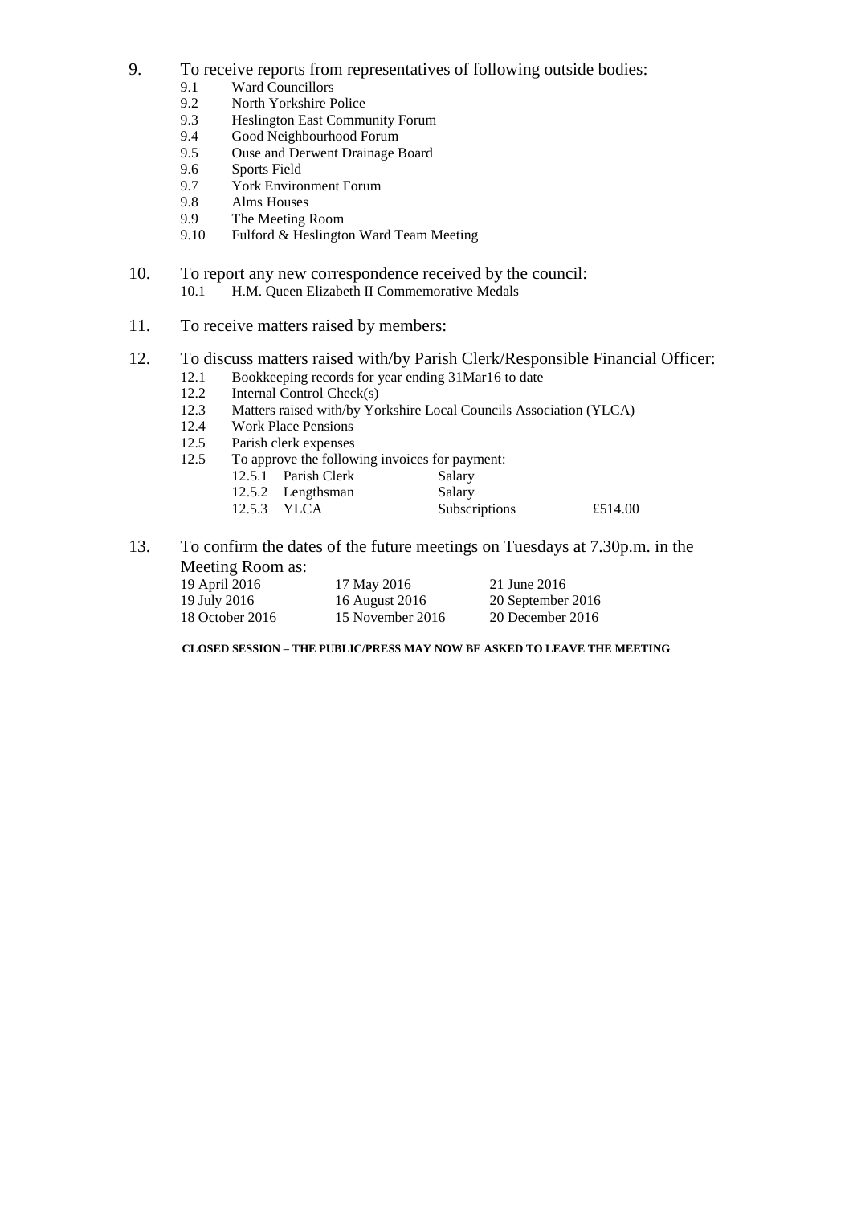9. To receive reports from representatives of following outside bodies:
   - 9.1 Ward Councillors
   - 9.2 North Yorkshire Police
   - 9.3 Heslington East Community Forum
   - 9.4 Good Neighbourhood Forum
   - 9.5 Ouse and Derwent Drainage Board
   - 9.6 Sports Field
   - 9.7 York Environment Forum
   - 9.8 Alms Houses
   - 9.9 The Meeting Room
   - 9.10 Fulford & Heslington Ward Team Meeting

10. To report any new correspondence received by the council:
    - 10.1 H.M. Queen Elizabeth II Commemorative Medals

11. To receive matters raised by members:

12. To discuss matters raised with/by Parish Clerk/Responsible Financial Officer:
    - 12.1 Bookkeeping records for year ending 31Mar16 to date
    - 12.2 Internal Control Check(s)
    - 12.3 Matters raised with/by Yorkshire Local Councils Association (YLCA)
    - 12.4 Work Place Pensions
    - 12.5 Parish clerk expenses
    - 12.5 To approve the following invoices for payment:

| | | | |
|---|---|---|---|
| 12.5.1 | Parish Clerk | Salary | |
| 12.5.2 | Lengthsman | Salary | |
| 12.5.3 | YLCA | Subscriptions | £514.00 |

13. To confirm the dates of the future meetings on Tuesdays at 7.30p.m. in the Meeting Room as:

| | | |
|---|---|---|
| 19 April 2016 | 17 May 2016 | 21 June 2016 |
| 19 July 2016 | 16 August 2016 | 20 September 2016 |
| 18 October 2016 | 15 November 2016 | 20 December 2016 |

**CLOSED SESSION – THE PUBLIC/PRESS MAY NOW BE ASKED TO LEAVE THE MEETING**